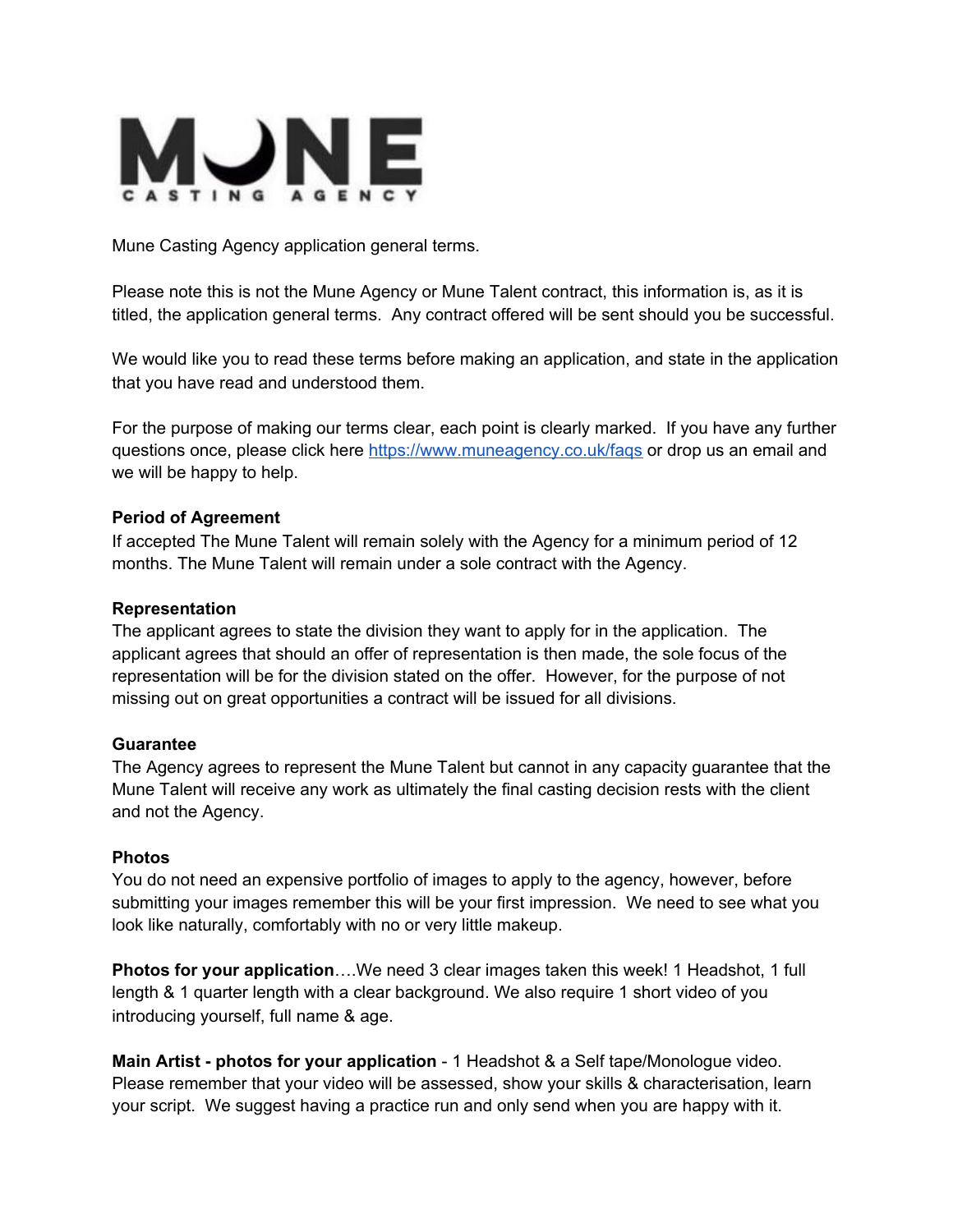MUNE CASTING AGENCY

Mune Casting Agency application general terms.

Please note this is not the Mune Agency or Mune Talent contract, this information is, as it is titled, the application general terms. Any contract offered will be sent should you be successful.

We would like you to read these terms before making an application, and state in the application that you have read and understood them.

For the purpose of making our terms clear, each point is clearly marked. If you have any further questions once, please click here [https://www.muneagency.co.uk/faqs](https://www.muneagency.co.uk/faqs) or drop us an email and we will be happy to help.

**Period of Agreement**

If accepted The Mune Talent will remain solely with the Agency for a minimum period of 12 months. The Mune Talent will remain under a sole contract with the Agency.

**Representation**

The applicant agrees to state the division they want to apply for in the application. The applicant agrees that should an offer of representation is then made, the sole focus of the representation will be for the division stated on the offer. However, for the purpose of not missing out on great opportunities a contract will be issued for all divisions.

**Guarantee**

The Agency agrees to represent the Mune Talent but cannot in any capacity guarantee that the Mune Talent will receive any work as ultimately the final casting decision rests with the client and not the Agency.

**Photos**

You do not need an expensive portfolio of images to apply to the agency, however, before submitting your images remember this will be your first impression. We need to see what you look like naturally, comfortably with no or very little makeup.

**Photos for your application**….We need 3 clear images taken this week! 1 Headshot, 1 full length & 1 quarter length with a clear background. We also require 1 short video of you introducing yourself, full name & age.

**Main Artist - photos for your application** - 1 Headshot & a Self tape/Monologue video. Please remember that your video will be assessed, show your skills & characterisation, learn your script. We suggest having a practice run and only send when you are happy with it.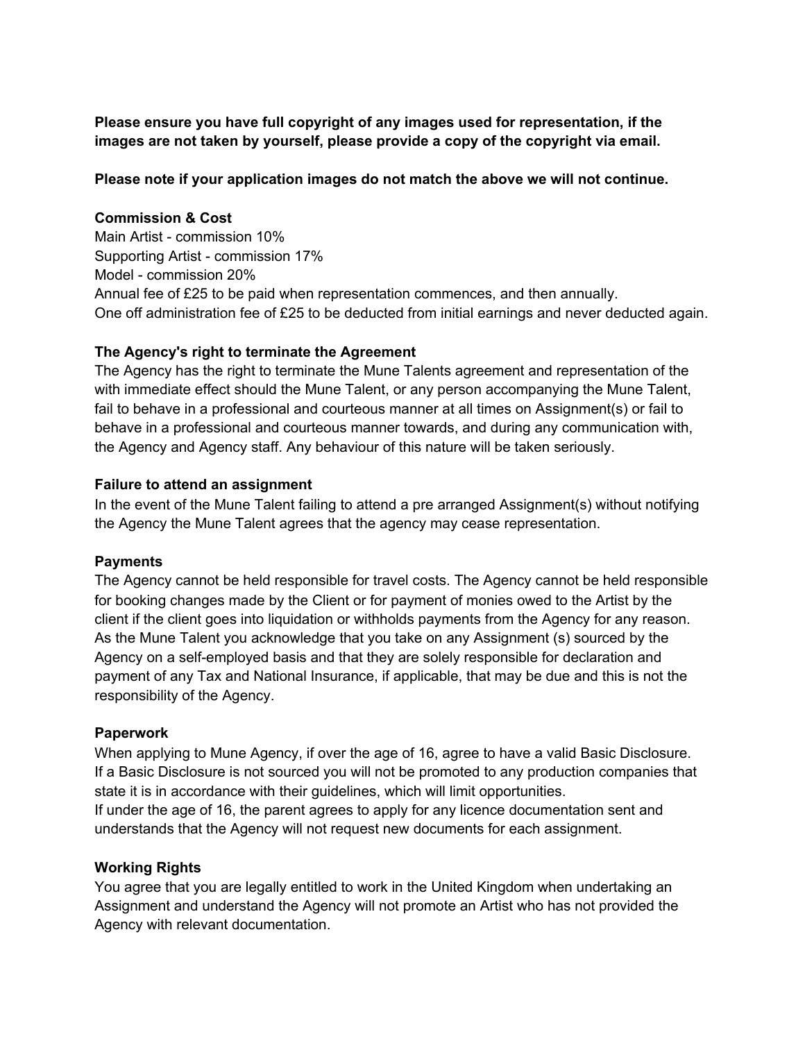**Please ensure you have full copyright of any images used for representation, if the images are not taken by yourself, please provide a copy of the copyright via email.**

**Please note if your application images do not match the above we will not continue.**

**Commission & Cost**

Main Artist - commission 10%
Supporting Artist - commission 17%
Model - commission 20%
Annual fee of £25 to be paid when representation commences, and then annually.
One off administration fee of £25 to be deducted from initial earnings and never deducted again.

**The Agency's right to terminate the Agreement**

The Agency has the right to terminate the Mune Talents agreement and representation of the with immediate effect should the Mune Talent, or any person accompanying the Mune Talent, fail to behave in a professional and courteous manner at all times on Assignment(s) or fail to behave in a professional and courteous manner towards, and during any communication with, the Agency and Agency staff. Any behaviour of this nature will be taken seriously.

**Failure to attend an assignment**

In the event of the Mune Talent failing to attend a pre arranged Assignment(s) without notifying the Agency the Mune Talent agrees that the agency may cease representation.

**Payments**

The Agency cannot be held responsible for travel costs. The Agency cannot be held responsible for booking changes made by the Client or for payment of monies owed to the Artist by the client if the client goes into liquidation or withholds payments from the Agency for any reason. As the Mune Talent you acknowledge that you take on any Assignment (s) sourced by the Agency on a self-employed basis and that they are solely responsible for declaration and payment of any Tax and National Insurance, if applicable, that may be due and this is not the responsibility of the Agency.

**Paperwork**

When applying to Mune Agency, if over the age of 16, agree to have a valid Basic Disclosure. If a Basic Disclosure is not sourced you will not be promoted to any production companies that state it is in accordance with their guidelines, which will limit opportunities.
If under the age of 16, the parent agrees to apply for any licence documentation sent and understands that the Agency will not request new documents for each assignment.

**Working Rights**

You agree that you are legally entitled to work in the United Kingdom when undertaking an Assignment and understand the Agency will not promote an Artist who has not provided the Agency with relevant documentation.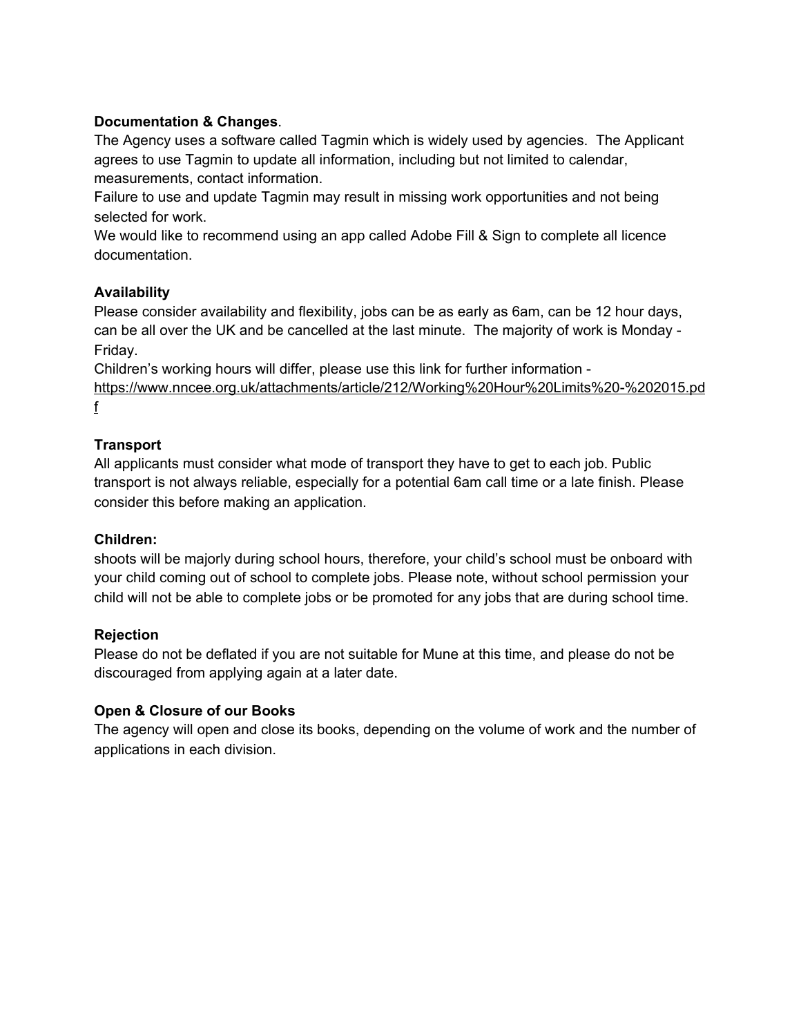**Documentation & Changes**.
The Agency uses a software called Tagmin which is widely used by agencies.  The Applicant agrees to use Tagmin to update all information, including but not limited to calendar, measurements, contact information.
Failure to use and update Tagmin may result in missing work opportunities and not being selected for work.
We would like to recommend using an app called Adobe Fill & Sign to complete all licence documentation.

**Availability**
Please consider availability and flexibility, jobs can be as early as 6am, can be 12 hour days, can be all over the UK and be cancelled at the last minute.  The majority of work is Monday - Friday.
Children's working hours will differ, please use this link for further information - https://www.nncee.org.uk/attachments/article/212/Working%20Hour%20Limits%20-%202015.pdf

**Transport**
All applicants must consider what mode of transport they have to get to each job. Public transport is not always reliable, especially for a potential 6am call time or a late finish. Please consider this before making an application.

**Children:**
shoots will be majorly during school hours, therefore, your child's school must be onboard with your child coming out of school to complete jobs. Please note, without school permission your child will not be able to complete jobs or be promoted for any jobs that are during school time.

**Rejection**
Please do not be deflated if you are not suitable for Mune at this time, and please do not be discouraged from applying again at a later date.

**Open & Closure of our Books**
The agency will open and close its books, depending on the volume of work and the number of applications in each division.